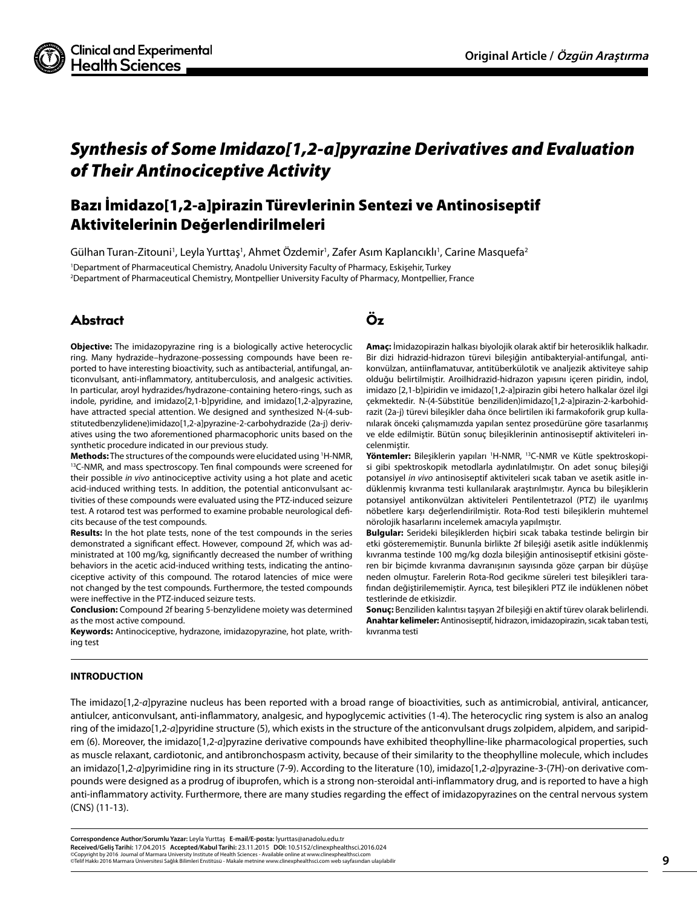# Synthesis of Some Imidazo[1,2-a]pyrazine Derivatives and Evaluation of Their Antinociceptive Activity

## Bazı İmidazo[1,2-a]pirazin Türevlerinin Sentezi ve Antinosiseptif Aktivitelerinin Değerlendirilmeleri

Gülhan Turan-Zitouni[1], Leyla Yurttaş[1], Ahmet Özdemir[1], Zafer Asım Kaplancıklı[1], Carine Masquefa[2]

[1]Department of Pharmaceutical Chemistry, Anadolu University Faculty of Pharmacy, Eskişehir, Turkey
[2]Department of Pharmaceutical Chemistry, Montpellier University Faculty of Pharmacy, Montpellier, France

## Abstract

**Objective:** The imidazopyrazine ring is a biologically active heterocyclic ring. Many hydrazide–hydrazone-possessing compounds have been reported to have interesting bioactivity, such as antibacterial, antifungal, anticonvulsant, anti-inflammatory, antituberculosis, and analgesic activities. In particular, aroyl hydrazides/hydrazone-containing hetero-rings, such as indole, pyridine, and imidazo[2,1-b]pyridine, and imidazo[1,2-a]pyrazine, have attracted special attention. We designed and synthesized N-(4-substitutedbenzylidene)imidazo[1,2-a]pyrazine-2-carbohydrazide (2a-j) derivatives using the two aforementioned pharmacophoric units based on the synthetic procedure indicated in our previous study.

**Methods:** The structures of the compounds were elucidated using $^{1}$H-NMR, $^{13}$C-NMR, and mass spectroscopy. Ten final compounds were screened for their possible *in vivo* antinociceptive activity using a hot plate and acetic acid-induced writhing tests. In addition, the potential anticonvulsant activities of these compounds were evaluated using the PTZ-induced seizure test. A rotarod test was performed to examine probable neurological deficits because of the test compounds.

**Results:** In the hot plate tests, none of the test compounds in the series demonstrated a significant effect. However, compound 2f, which was administrated at 100 mg/kg, significantly decreased the number of writhing behaviors in the acetic acid-induced writhing tests, indicating the antinociceptive activity of this compound. The rotarod latencies of mice were not changed by the test compounds. Furthermore, the tested compounds were ineffective in the PTZ-induced seizure tests.

**Conclusion:** Compound 2f bearing 5-benzylidene moiety was determined as the most active compound.

**Keywords:** Antinociceptive, hydrazone, imidazopyrazine, hot plate, writhing test

## Öz

**Amaç:** İmidazopirazin halkası biyolojik olarak aktif bir heterosiklik halkadır. Bir dizi hidrazid-hidrazon türevi bileşiğin antibakteriyal-antifungal, antikonvülzan, antiinflamatuvar, antitüberkülotik ve analjezik aktiviteye sahip olduğu belirtilmiştir. Aroilhidrazid-hidrazon yapısını içeren piridin, indol, imidazo [2,1-b]piridin ve imidazo[1,2-a]pirazin gibi hetero halkalar özel ilgi çekmektedir. N-(4-Sübstitüe benziliden)imidazo[1,2-a]pirazin-2-karbohidrazit (2a-j) türevi bileşikler daha önce belirtilen iki farmakoforik grup kullanılarak önceki çalışmamızda yapılan sentez prosedürüne göre tasarlanmış ve elde edilmiştir. Bütün sonuç bileşiklerinin antinosiseptif aktiviteleri incelenmiştir.

**Yöntemler:** Bileşiklerin yapıları $^{1}$H-NMR, $^{13}$C-NMR ve Kütle spektroskopisi gibi spektroskopik metodlarla aydınlatılmıştır. On adet sonuç bileşiği potansiyel *in vivo* antinosiseptif aktiviteleri sıcak taban ve asetik asitle indüklenmiş kıvranma testi kullanılarak araştırılmıştır. Ayrıca bu bileşiklerin potansiyel antikonvülzan aktiviteleri Pentilentetrazol (PTZ) ile uyarılmış nöbetlere karşı değerlendirilmiştir. Rota-Rod testi bileşiklerin muhtemel nörolojik hasarlarını incelemek amacıyla yapılmıştır.

**Bulgular:** Serideki bileşiklerden hiçbiri sıcak tabaka testinde belirgin bir etki gösterememiştir. Bununla birlikte 2f bileşiği asetik asitle indüklenmiş kıvranma testinde 100 mg/kg dozla bileşiğin antinosiseptif etkisini gösteren bir biçimde kıvranma davranışının sayısında göze çarpan bir düşüşe neden olmuştur. Farelerin Rota-Rod gecikme süreleri test bileşikleri tarafından değiştirilememiştir. Ayrıca, test bileşikleri PTZ ile indüklenen nöbet testlerinde de etkisizdir.

**Sonuç:** Benziliden kalıntısı taşıyan 2f bileşiği en aktif türev olarak belirlendi.

**Anahtar kelimeler:** Antinosiseptif, hidrazon, imidazopirazin, sıcak taban testi, kıvranma testi

## INTRODUCTION

The imidazo[1,2-*a*]pyrazine nucleus has been reported with a broad range of bioactivities, such as antimicrobial, antiviral, anticancer, antiulcer, anticonvulsant, anti-inflammatory, analgesic, and hypoglycemic activities (1-4). The heterocyclic ring system is also an analog ring of the imidazo[1,2-*a*]pyridine structure (5), which exists in the structure of the anticonvulsant drugs zolpidem, alpidem, and saripidem (6). Moreover, the imidazo[1,2-*a*]pyrazine derivative compounds have exhibited theophylline-like pharmacological properties, such as muscle relaxant, cardiotonic, and antibronchospasm activity, because of their similarity to the theophylline molecule, which includes an imidazo[1,2-*a*]pyrimidine ring in its structure (7-9). According to the literature (10), imidazo[1,2-*a*]pyrazine-3-(7H)-on derivative compounds were designed as a prodrug of ibuprofen, which is a strong non-steroidal anti-inflammatory drug, and is reported to have a high anti-inflammatory activity. Furthermore, there are many studies regarding the effect of imidazopyrazines on the central nervous system (CNS) (11-13).

**Correspondence Author/Sorumlu Yazar:** Leyla Yurttaş **E-mail/E-posta:** lyurttas@anadolu.edu.tr
**Received/Geliş Tarihi:** 17.04.2015 **Accepted/Kabul Tarihi:** 23.11.2015 **DOI:** 10.5152/clinexphealthsci.2016.024
©Copyright by 2016 Journal of Marmara University Institute of Health Sciences - Available online at www.clinexphealthsci.com
©Telif Hakkı 2016 Marmara Üniversitesi Sağlık Bilimleri Enstitüsü - Makale metnine www.clinexphealthsci.com web sayfasından ulaşılabilir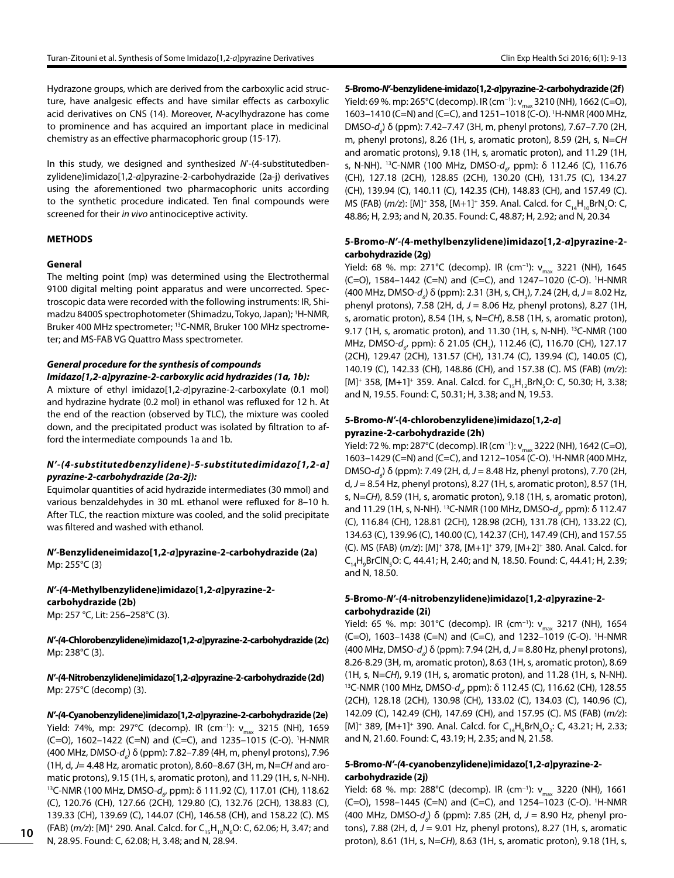Hydrazone groups, which are derived from the carboxylic acid structure, have analgesic effects and have similar effects as carboxylic acid derivatives on CNS (14). Moreover, *N*-acylhydrazone has come to prominence and has acquired an important place in medicinal chemistry as an effective pharmacophoric group (15-17).

In this study, we designed and synthesized *N*′-(4-substitutedbenzylidene)imidazo[1,2-*a*]pyrazine-2-carbohydrazide (2a-j) derivatives using the aforementioned two pharmacophoric units according to the synthetic procedure indicated. Ten final compounds were screened for their *in vivo* antinociceptive activity.

## METHODS

### General

The melting point (mp) was determined using the Electrothermal 9100 digital melting point apparatus and were uncorrected. Spectroscopic data were recorded with the following instruments: IR, Shimadzu 8400S spectrophotometer (Shimadzu, Tokyo, Japan); $^1$H-NMR, Bruker 400 MHz spectrometer; $^{13}$C-NMR, Bruker 100 MHz spectrometer; and MS-FAB VG Quattro Mass spectrometer.

#### *General procedure for the synthesis of compounds Imidazo[1,2-a]pyrazine-2-carboxylic acid hydrazides (1a, 1b):*

A mixture of ethyl imidazo[1,2-*a*]pyrazine-2-carboxylate (0.1 mol) and hydrazine hydrate (0.2 mol) in ethanol was refluxed for 12 h. At the end of the reaction (observed by TLC), the mixture was cooled down, and the precipitated product was isolated by filtration to afford the intermediate compounds 1a and 1b.

#### *N′-(4-substitutedbenzylidene)-5-substitutedimidazo[1,2-a]pyrazine-2-carbohydrazide (2a-2j):*

Equimolar quantities of acid hydrazide intermediates (30 mmol) and various benzaldehydes in 30 mL ethanol were refluxed for 8–10 h. After TLC, the reaction mixture was cooled, and the solid precipitate was filtered and washed with ethanol.

#### *N′*-Benzylideneimidazo[1,2-*a*]pyrazine-2-carbohydrazide (2a)

Mp: 255°C (3)

#### *N′*-(4-Methylbenzylidene)imidazo[1,2-*a*]pyrazine-2-carbohydrazide (2b)

Mp: 257 °C, Lit: 256–258°C (3).

#### *N′*-(4-Chlorobenzylidene)imidazo[1,2-*a*]pyrazine-2-carbohydrazide (2c)

Mp: 238°C (3).

#### *N′*-(4-Nitrobenzylidene)imidazo[1,2-*a*]pyrazine-2-carbohydrazide (2d)

Mp: 275°C (decomp) (3).

#### *N′*-(4-Cyanobenzylidene)imidazo[1,2-*a*]pyrazine-2-carbohydrazide (2e)

Yield: 74%, mp: 297°C (decomp). IR (cm$^{-1}$): $\nu_{max}$ 3215 (NH), 1659 (C=O), 1602–1422 (C=N) and (C=C), and 1235–1015 (C-O). $^1$H-NMR (400 MHz, DMSO-$d_6$) δ (ppm): 7.82–7.89 (4H, m, phenyl protons), 7.96 (1H, d, *J*= 4.48 Hz, aromatic proton), 8.60–8.67 (3H, m, N=*CH* and aromatic protons), 9.15 (1H, s, aromatic proton), and 11.29 (1H, s, N-NH). $^{13}$C-NMR (100 MHz, DMSO-$d_6$, ppm): δ 111.92 (C), 117.01 (CH), 118.62 (C), 120.76 (CH), 127.66 (2CH), 129.80 (C), 132.76 (2CH), 138.83 (C), 139.33 (CH), 139.69 (C), 144.07 (CH), 146.58 (CH), and 158.22 (C). MS (FAB) (*m/z*): [M]$^+$ 290. Anal. Calcd. for $C_{15}H_{10}N_6O$: C, 62.06; H, 3.47; and N, 28.95. Found: C, 62.08; H, 3.48; and N, 28.94.

#### 5-Bromo-*N′*-benzylidene-imidazo[1,2-*a*]pyrazine-2-carbohydrazide (2f)

Yield: 69 %. mp: 265°C (decomp). IR (cm$^{-1}$): $\nu_{max}$ 3210 (NH), 1662 (C=O), 1603–1410 (C=N) and (C=C), and 1251–1018 (C-O). $^1$H-NMR (400 MHz, DMSO-$d_6$) δ (ppm): 7.42–7.47 (3H, m, phenyl protons), 7.67–7.70 (2H, m, phenyl protons), 8.26 (1H, s, aromatic proton), 8.59 (2H, s, N=*CH* and aromatic protons), 9.18 (1H, s, aromatic proton), and 11.29 (1H, s, N-NH). $^{13}$C-NMR (100 MHz, DMSO-$d_6$, ppm): δ 112.46 (C), 116.76 (CH), 127.18 (2CH), 128.85 (2CH), 130.20 (CH), 131.75 (C), 134.27 (CH), 139.94 (C), 140.11 (C), 142.35 (CH), 148.83 (CH), and 157.49 (C). MS (FAB) (*m/z*): [M]$^+$ 358, [M+1]$^+$ 359. Anal. Calcd. for $C_{14}H_{10}BrN_5O$: C, 48.86; H, 2.93; and N, 20.35. Found: C, 48.87; H, 2.92; and N, 20.34

#### 5-Bromo-*N′*-(4-methylbenzylidene)imidazo[1,2-*a*]pyrazine-2-carbohydrazide (2g)

Yield: 68 %. mp: 271°C (decomp). IR (cm$^{-1}$): $\nu_{max}$ 3221 (NH), 1645 (C=O), 1584–1442 (C=N) and (C=C), and 1247–1020 (C-O). $^1$H-NMR (400 MHz, DMSO-$d_6$) δ (ppm): 2.31 (3H, s, $CH_3$), 7.24 (2H, d, *J* = 8.02 Hz, phenyl protons), 7.58 (2H, d, *J* = 8.06 Hz, phenyl protons), 8.27 (1H, s, aromatic proton), 8.54 (1H, s, N=*CH*), 8.58 (1H, s, aromatic proton), 9.17 (1H, s, aromatic proton), and 11.30 (1H, s, N-NH). $^{13}$C-NMR (100 MHz, DMSO-$d_6$, ppm): δ 21.05 ($CH_3$), 112.46 (C), 116.70 (CH), 127.17 (2CH), 129.47 (2CH), 131.57 (CH), 131.74 (C), 139.94 (C), 140.05 (C), 140.19 (C), 142.33 (CH), 148.86 (CH), and 157.38 (C). MS (FAB) (*m/z*): [M]$^+$ 358, [M+1]$^+$ 359. Anal. Calcd. for $C_{15}H_{12}BrN_5O$: C, 50.30; H, 3.38; and N, 19.55. Found: C, 50.31; H, 3.38; and N, 19.53.

#### 5-Bromo-*N′*-(4-chlorobenzylidene)imidazo[1,2-*a*]pyrazine-2-carbohydrazide (2h)

Yield: 72 %. mp: 287°C (decomp). IR (cm$^{-1}$): $\nu_{max}$ 3222 (NH), 1642 (C=O), 1603–1429 (C=N) and (C=C), and 1212–1054 (C-O). $^1$H-NMR (400 MHz, DMSO-$d_6$) δ (ppm): 7.49 (2H, d, *J* = 8.48 Hz, phenyl protons), 7.70 (2H, d, *J* = 8.54 Hz, phenyl protons), 8.27 (1H, s, aromatic proton), 8.57 (1H, s, N=*CH*), 8.59 (1H, s, aromatic proton), 9.18 (1H, s, aromatic proton), and 11.29 (1H, s, N-NH). $^{13}$C-NMR (100 MHz, DMSO-$d_6$, ppm): δ 112.47 (C), 116.84 (CH), 128.81 (2CH), 128.98 (2CH), 131.78 (CH), 133.22 (C), 134.63 (C), 139.96 (C), 140.00 (C), 142.37 (CH), 147.49 (CH), and 157.55 (C). MS (FAB) (*m/z*): [M]$^+$ 378, [M+1]$^+$ 379, [M+2]$^+$ 380. Anal. Calcd. for $C_{14}H_9BrClN_5O$: C, 44.41; H, 2.40; and N, 18.50. Found: C, 44.41; H, 2.39; and N, 18.50.

#### 5-Bromo-*N′*-(4-nitrobenzylidene)imidazo[1,2-*a*]pyrazine-2-carbohydrazide (2i)

Yield: 65 %. mp: 301°C (decomp). IR (cm$^{-1}$): $\nu_{max}$ 3217 (NH), 1654 (C=O), 1603–1438 (C=N) and (C=C), and 1232–1019 (C-O). $^1$H-NMR (400 MHz, DMSO-$d_6$) δ (ppm): 7.94 (2H, d, *J* = 8.80 Hz, phenyl protons), 8.26-8.29 (3H, m, aromatic proton), 8.63 (1H, s, aromatic proton), 8.69 (1H, s, N=*CH*), 9.19 (1H, s, aromatic proton), and 11.28 (1H, s, N-NH). $^{13}$C-NMR (100 MHz, DMSO-$d_6$, ppm): δ 112.45 (C), 116.62 (CH), 128.55 (2CH), 128.18 (2CH), 130.98 (CH), 133.02 (C), 134.03 (C), 140.96 (C), 142.09 (C), 142.49 (CH), 147.69 (CH), and 157.95 (C). MS (FAB) (*m/z*): [M]$^+$ 389, [M+1]$^+$ 390. Anal. Calcd. for $C_{14}H_9BrN_6O_3$: C, 43.21; H, 2.33; and N, 21.60. Found: C, 43.19; H, 2.35; and N, 21.58.

#### 5-Bromo-*N′*-(4-cyanobenzylidene)imidazo[1,2-*a*]pyrazine-2-carbohydrazide (2j)

Yield: 68 %. mp: 288°C (decomp). IR (cm$^{-1}$): $\nu_{max}$ 3220 (NH), 1661 (C=O), 1598–1445 (C=N) and (C=C), and 1254–1023 (C-O). $^1$H-NMR (400 MHz, DMSO-$d_6$) δ (ppm): 7.85 (2H, d, *J* = 8.90 Hz, phenyl protons), 7.88 (2H, d, *J* = 9.01 Hz, phenyl protons), 8.27 (1H, s, aromatic proton), 8.61 (1H, s, N=*CH*), 8.63 (1H, s, aromatic proton), 9.18 (1H, s,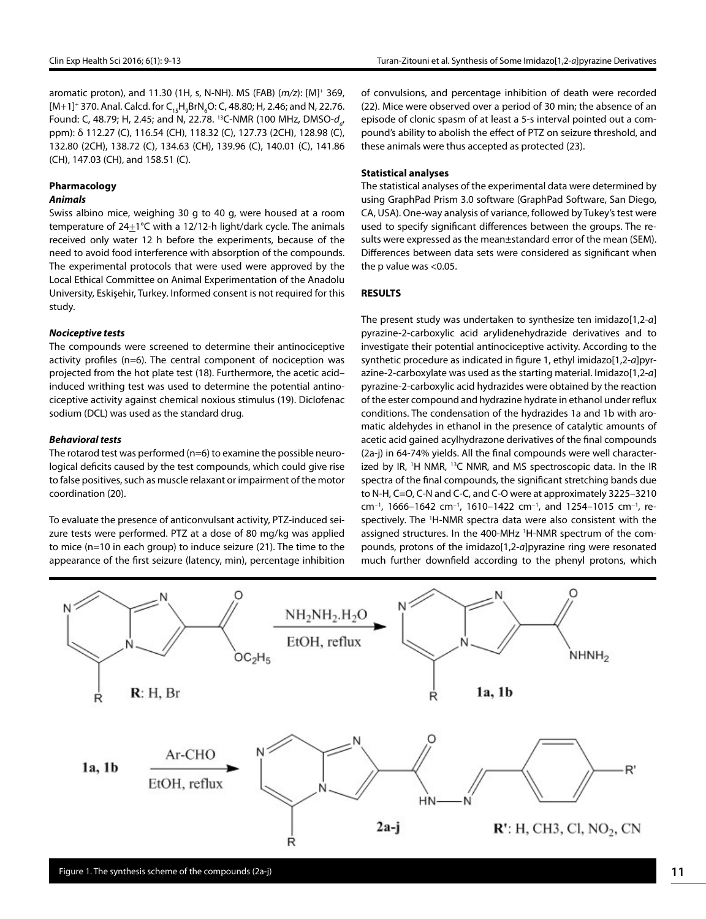aromatic proton), and 11.30 (1H, s, N-NH). MS (FAB) (*m/z*): $[M]^+$ 369, $[M+1]^+$ 370. Anal. Calcd. for $C_{15}H_9BrN_6O$: C, 48.80; H, 2.46; and N, 22.76. Found: C, 48.79; H, 2.45; and N, 22.78. $^{13}$C-NMR (100 MHz, DMSO-$d_6$, ppm): δ 112.27 (C), 116.54 (CH), 118.32 (C), 127.73 (2CH), 128.98 (C), 132.80 (2CH), 138.72 (C), 134.63 (CH), 139.96 (C), 140.01 (C), 141.86 (CH), 147.03 (CH), and 158.51 (C).

## Pharmacology

### *Animals*

Swiss albino mice, weighing 30 g to 40 g, were housed at a room temperature of 24±1°C with a 12/12-h light/dark cycle. The animals received only water 12 h before the experiments, because of the need to avoid food interference with absorption of the compounds. The experimental protocols that were used were approved by the Local Ethical Committee on Animal Experimentation of the Anadolu University, Eskişehir, Turkey. Informed consent is not required for this study.

### *Nociceptive tests*

The compounds were screened to determine their antinociceptive activity profiles (n=6). The central component of nociception was projected from the hot plate test (18). Furthermore, the acetic acid–induced writhing test was used to determine the potential antinociceptive activity against chemical noxious stimulus (19). Diclofenac sodium (DCL) was used as the standard drug.

### *Behavioral tests*

The rotarod test was performed (n=6) to examine the possible neurological deficits caused by the test compounds, which could give rise to false positives, such as muscle relaxant or impairment of the motor coordination (20).

To evaluate the presence of anticonvulsant activity, PTZ-induced seizure tests were performed. PTZ at a dose of 80 mg/kg was applied to mice (n=10 in each group) to induce seizure (21). The time to the appearance of the first seizure (latency, min), percentage inhibition of convulsions, and percentage inhibition of death were recorded (22). Mice were observed over a period of 30 min; the absence of an episode of clonic spasm of at least a 5-s interval pointed out a compound's ability to abolish the effect of PTZ on seizure threshold, and these animals were thus accepted as protected (23).

## Statistical analyses

The statistical analyses of the experimental data were determined by using GraphPad Prism 3.0 software (GraphPad Software, San Diego, CA, USA). One-way analysis of variance, followed by Tukey's test were used to specify significant differences between the groups. The results were expressed as the mean±standard error of the mean (SEM). Differences between data sets were considered as significant when the p value was <0.05.

## RESULTS

The present study was undertaken to synthesize ten imidazo[1,2-*a*]pyrazine-2-carboxylic acid arylidenehydrazide derivatives and to investigate their potential antinociceptive activity. According to the synthetic procedure as indicated in figure 1, ethyl imidazo[1,2-*a*]pyrazine-2-carboxylate was used as the starting material. Imidazo[1,2-*a*]pyrazine-2-carboxylic acid hydrazides were obtained by the reaction of the ester compound and hydrazine hydrate in ethanol under reflux conditions. The condensation of the hydrazides 1a and 1b with aromatic aldehydes in ethanol in the presence of catalytic amounts of acetic acid gained acylhydrazone derivatives of the final compounds (2a-j) in 64-74% yields. All the final compounds were well characterized by IR, $^1$H NMR, $^{13}$C NMR, and MS spectroscopic data. In the IR spectra of the final compounds, the significant stretching bands due to N-H, C=O, C-N and C-C, and C-O were at approximately 3225–3210 $cm^{-1}$, 1666–1642 $cm^{-1}$, 1610–1422 $cm^{-1}$, and 1254–1015 $cm^{-1}$, respectively. The $^1$H-NMR spectra data were also consistent with the assigned structures. In the 400-MHz $^1$H-NMR spectrum of the compounds, protons of the imidazo[1,2-*a*]pyrazine ring were resonated much further downfield according to the phenyl protons, which

R: H, Br

$NH_2NH_2.H_2O$, EtOH, reflux → 1a, 1b

1a, 1b — Ar-CHO, EtOH, reflux → 2a-j

R': H, CH3, Cl, $NO_2$, CN

Figure 1. The synthesis scheme of the compounds (2a-j)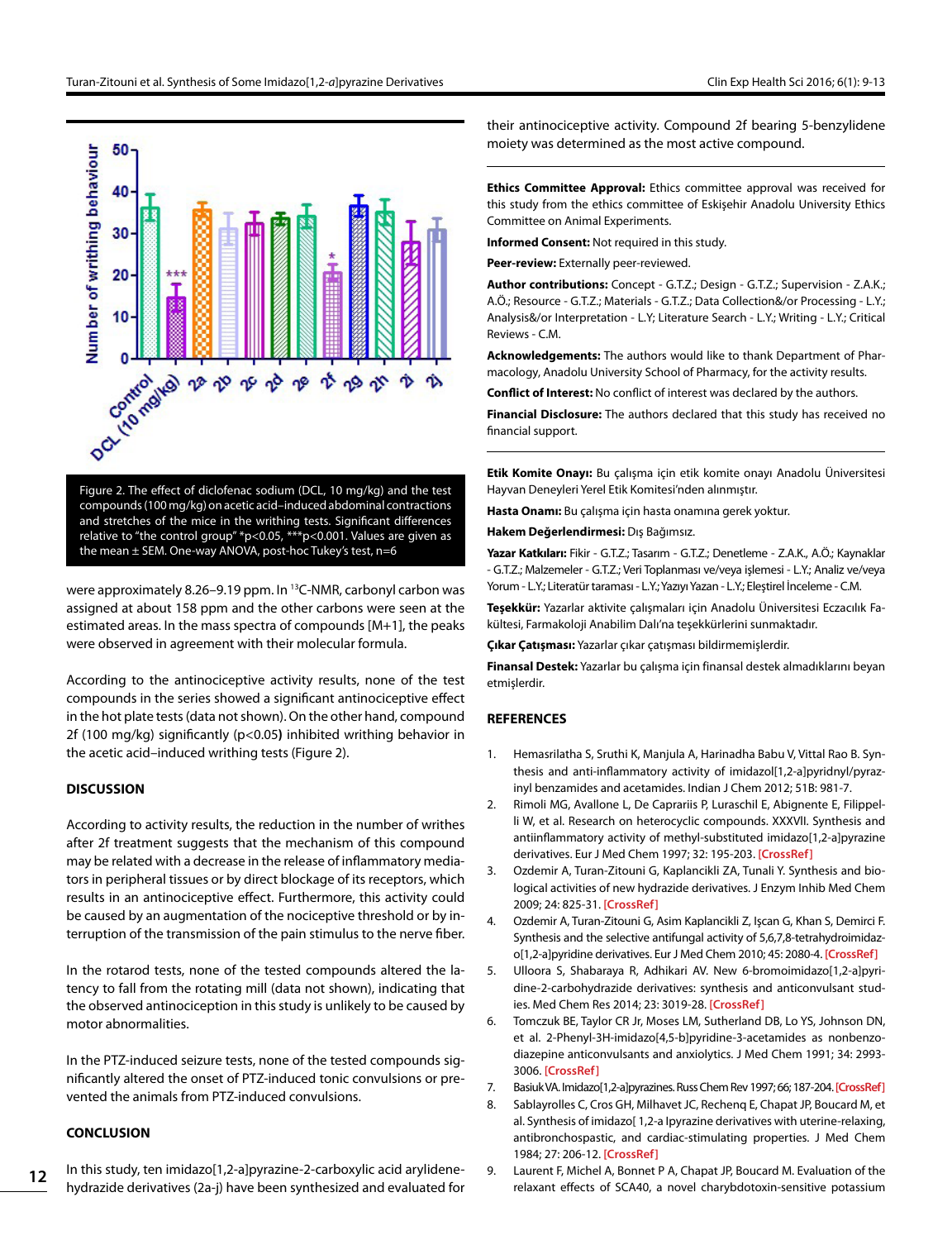Figure 2. The effect of diclofenac sodium (DCL, 10 mg/kg) and the test compounds (100 mg/kg) on acetic acid–induced abdominal contractions and stretches of the mice in the writhing tests. Significant differences relative to "the control group" *p<0.05, ***p<0.001. Values are given as the mean ± SEM. One-way ANOVA, post-hoc Tukey's test, n=6

were approximately 8.26–9.19 ppm. In $^{13}$C-NMR, carbonyl carbon was assigned at about 158 ppm and the other carbons were seen at the estimated areas. In the mass spectra of compounds [M+1], the peaks were observed in agreement with their molecular formula.

According to the antinociceptive activity results, none of the test compounds in the series showed a significant antinociceptive effect in the hot plate tests (data not shown). On the other hand, compound 2f (100 mg/kg) significantly (p<0.05**)** inhibited writhing behavior in the acetic acid–induced writhing tests (Figure 2).

## DISCUSSION

According to activity results, the reduction in the number of writhes after 2f treatment suggests that the mechanism of this compound may be related with a decrease in the release of inflammatory mediators in peripheral tissues or by direct blockage of its receptors, which results in an antinociceptive effect. Furthermore, this activity could be caused by an augmentation of the nociceptive threshold or by interruption of the transmission of the pain stimulus to the nerve fiber.

In the rotarod tests, none of the tested compounds altered the latency to fall from the rotating mill (data not shown), indicating that the observed antinociception in this study is unlikely to be caused by motor abnormalities.

In the PTZ-induced seizure tests, none of the tested compounds significantly altered the onset of PTZ-induced tonic convulsions or prevented the animals from PTZ-induced convulsions.

## CONCLUSION

In this study, ten imidazo[1,2-a]pyrazine-2-carboxylic acid arylidenehydrazide derivatives (2a-j) have been synthesized and evaluated for their antinociceptive activity. Compound 2f bearing 5-benzylidene moiety was determined as the most active compound.

**Ethics Committee Approval:** Ethics committee approval was received for this study from the ethics committee of Eskişehir Anadolu University Ethics Committee on Animal Experiments.

**Informed Consent:** Not required in this study.

**Peer-review:** Externally peer-reviewed.

**Author contributions:** Concept - G.T.Z.; Design - G.T.Z.; Supervision - Z.A.K.; A.Ö.; Resource - G.T.Z.; Materials - G.T.Z.; Data Collection&/or Processing - L.Y.; Analysis&/or Interpretation - L.Y; Literature Search - L.Y.; Writing - L.Y.; Critical Reviews - C.M.

**Acknowledgements:** The authors would like to thank Department of Pharmacology, Anadolu University School of Pharmacy, for the activity results.

**Conflict of Interest:** No conflict of interest was declared by the authors.

**Financial Disclosure:** The authors declared that this study has received no financial support.

**Etik Komite Onayı:** Bu çalışma için etik komite onayı Anadolu Üniversitesi Hayvan Deneyleri Yerel Etik Komitesi'nden alınmıştır.

**Hasta Onamı:** Bu çalışma için hasta onamına gerek yoktur.

**Hakem Değerlendirmesi:** Dış Bağımsız.

**Yazar Katkıları:** Fikir - G.T.Z.; Tasarım - G.T.Z.; Denetleme - Z.A.K., A.Ö.; Kaynaklar - G.T.Z.; Malzemeler - G.T.Z.; Veri Toplanması ve/veya işlemesi - L.Y.; Analiz ve/veya Yorum - L.Y.; Literatür taraması - L.Y.; Yazıyı Yazan - L.Y.; Eleştirel İnceleme - C.M.

**Teşekkür:** Yazarlar aktivite çalışmaları için Anadolu Üniversitesi Eczacılık Fakültesi, Farmakoloji Anabilim Dalı'na teşekkürlerini sunmaktadır.

**Çıkar Çatışması:** Yazarlar çıkar çatışması bildirmemişlerdir.

**Finansal Destek:** Yazarlar bu çalışma için finansal destek almadıklarını beyan etmişlerdir.

## REFERENCES

1. Hemasrilatha S, Sruthi K, Manjula A, Harinadha Babu V, Vittal Rao B. Synthesis and anti-inflammatory activity of imidazol[1,2-a]pyridinyl/pyrazinyl benzamides and acetamides. Indian J Chem 2012; 51B: 981-7.
2. Rimoli MG, Avallone L, De Caprariis P, Luraschil E, Abignente E, Filippelli W, et al. Research on heterocyclic compounds. XXXVII. Synthesis and antiinflammatory activity of methyl-substituted imidazo[1,2-a]pyrazine derivatives. Eur J Med Chem 1997; 32: 195-203. [CrossRef]
3. Ozdemir A, Turan-Zitouni G, Kaplancikli ZA, Tunali Y. Synthesis and biological activities of new hydrazide derivatives. J Enzym Inhib Med Chem 2009; 24: 825-31. [CrossRef]
4. Ozdemir A, Turan-Zitouni G, Asim Kaplancikli Z, Işcan G, Khan S, Demirci F. Synthesis and the selective antifungal activity of 5,6,7,8-tetrahydroimidazo[1,2-a]pyridine derivatives. Eur J Med Chem 2010; 45: 2080-4. [CrossRef]
5. Ulloora S, Shabaraya R, Adhikari AV. New 6-bromoimidazo[1,2-a]pyridine-2-carbohydrazide derivatives: synthesis and anticonvulsant studies. Med Chem Res 2014; 23: 3019-28. [CrossRef]
6. Tomczuk BE, Taylor CR Jr, Moses LM, Sutherland DB, Lo YS, Johnson DN, et al. 2-Phenyl-3H-imidazo[4,5-b]pyridine-3-acetamides as nonbenzodiazepine anticonvulsants and anxiolytics. J Med Chem 1991; 34: 2993-3006. [CrossRef]
7. Basiuk VA. Imidazo[1,2-a]pyrazines. Russ Chem Rev 1997; 66; 187-204. [CrossRef]
8. Sablayrolles C, Cros GH, Milhavet JC, Rechenq E, Chapat JP, Boucard M, et al. Synthesis of imidazo[ 1,2-a lpyrazine derivatives with uterine-relaxing, antibronchospastic, and cardiac-stimulating properties. J Med Chem 1984; 27: 206-12. [CrossRef]
9. Laurent F, Michel A, Bonnet P A, Chapat JP, Boucard M. Evaluation of the relaxant effects of SCA40, a novel charybdotoxin-sensitive potassium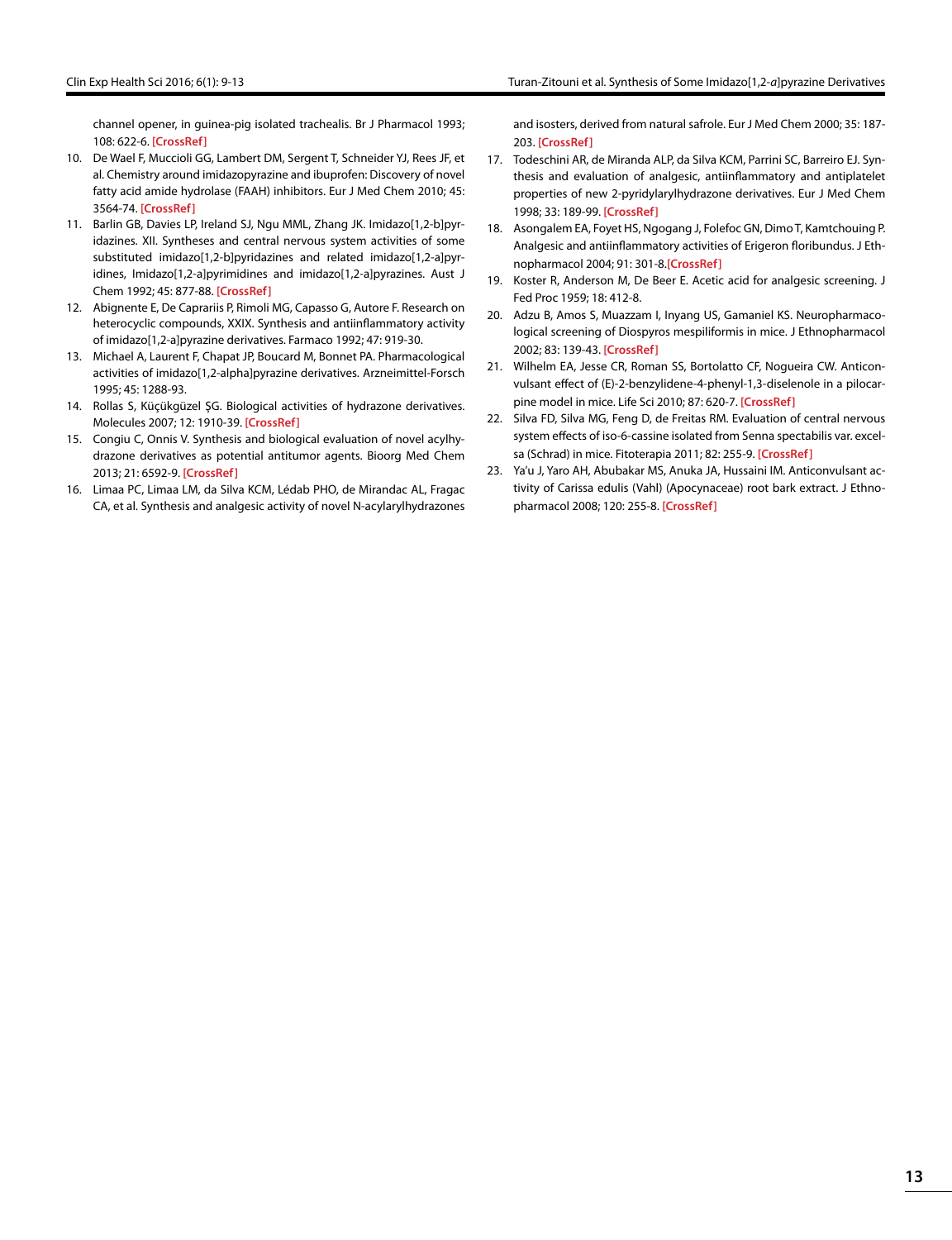channel opener, in guinea-pig isolated trachealis. Br J Pharmacol 1993; 108: 622-6. [CrossRef]

10. De Wael F, Muccioli GG, Lambert DM, Sergent T, Schneider YJ, Rees JF, et al. Chemistry around imidazopyrazine and ibuprofen: Discovery of novel fatty acid amide hydrolase (FAAH) inhibitors. Eur J Med Chem 2010; 45: 3564-74. [CrossRef]
11. Barlin GB, Davies LP, Ireland SJ, Ngu MML, Zhang JK. Imidazo[1,2-b]pyridazines. XII. Syntheses and central nervous system activities of some substituted imidazo[1,2-b]pyridazines and related imidazo[1,2-a]pyridines, Imidazo[1,2-a]pyrimidines and imidazo[1,2-a]pyrazines. Aust J Chem 1992; 45: 877-88. [CrossRef]
12. Abignente E, De Caprariis P, Rimoli MG, Capasso G, Autore F. Research on heterocyclic compounds, XXIX. Synthesis and antiinflammatory activity of imidazo[1,2-a]pyrazine derivatives. Farmaco 1992; 47: 919-30.
13. Michael A, Laurent F, Chapat JP, Boucard M, Bonnet PA. Pharmacological activities of imidazo[1,2-alpha]pyrazine derivatives. Arzneimittel-Forsch 1995; 45: 1288-93.
14. Rollas S, Küçükgüzel ŞG. Biological activities of hydrazone derivatives. Molecules 2007; 12: 1910-39. [CrossRef]
15. Congiu C, Onnis V. Synthesis and biological evaluation of novel acylhydrazone derivatives as potential antitumor agents. Bioorg Med Chem 2013; 21: 6592-9. [CrossRef]
16. Limaa PC, Limaa LM, da Silva KCM, Lédab PHO, de Mirandac AL, Fragac CA, et al. Synthesis and analgesic activity of novel N-acylarylhydrazones and isosters, derived from natural safrole. Eur J Med Chem 2000; 35: 187-203. [CrossRef]
17. Todeschini AR, de Miranda ALP, da Silva KCM, Parrini SC, Barreiro EJ. Synthesis and evaluation of analgesic, antiinflammatory and antiplatelet properties of new 2-pyridylarylhydrazone derivatives. Eur J Med Chem 1998; 33: 189-99. [CrossRef]
18. Asongalem EA, Foyet HS, Ngogang J, Folefoc GN, Dimo T, Kamtchouing P. Analgesic and antiinflammatory activities of Erigeron floribundus. J Ethnopharmacol 2004; 91: 301-8.[CrossRef]
19. Koster R, Anderson M, De Beer E. Acetic acid for analgesic screening. J Fed Proc 1959; 18: 412-8.
20. Adzu B, Amos S, Muazzam I, Inyang US, Gamaniel KS. Neuropharmacological screening of Diospyros mespiliformis in mice. J Ethnopharmacol 2002; 83: 139-43. [CrossRef]
21. Wilhelm EA, Jesse CR, Roman SS, Bortolatto CF, Nogueira CW. Anticonvulsant effect of (E)-2-benzylidene-4-phenyl-1,3-diselenole in a pilocarpine model in mice. Life Sci 2010; 87: 620-7. [CrossRef]
22. Silva FD, Silva MG, Feng D, de Freitas RM. Evaluation of central nervous system effects of iso-6-cassine isolated from Senna spectabilis var. excelsa (Schrad) in mice. Fitoterapia 2011; 82: 255-9. [CrossRef]
23. Ya'u J, Yaro AH, Abubakar MS, Anuka JA, Hussaini IM. Anticonvulsant activity of Carissa edulis (Vahl) (Apocynaceae) root bark extract. J Ethnopharmacol 2008; 120: 255-8. [CrossRef]